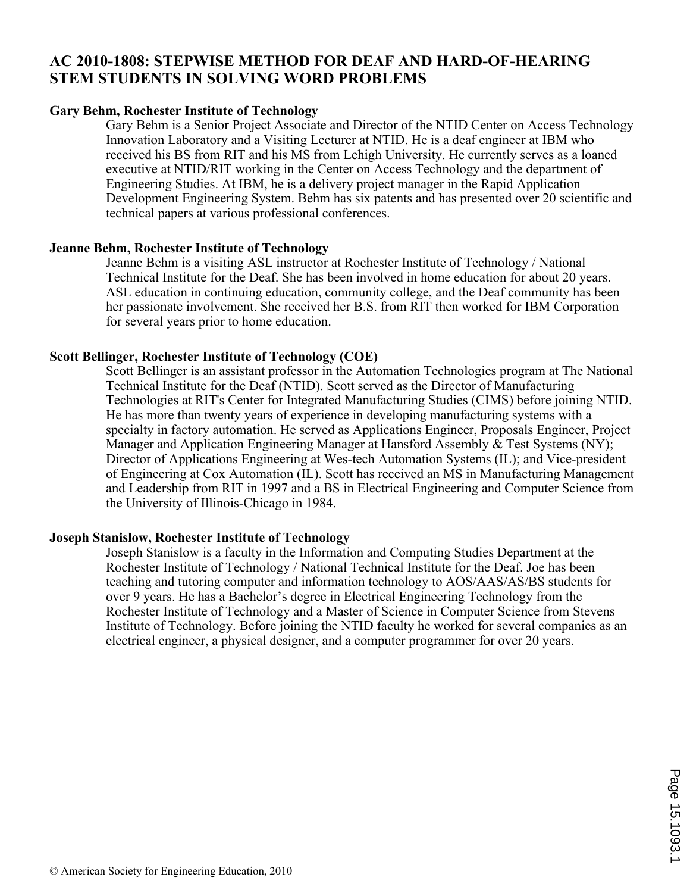# AC 2010-1808: STEPWISE METHOD FOR DEAF AND HARD-OF-HEARING STEM STUDENTS IN SOLVING WORD PROBLEMS

**Gary Behm, Rochester Institute of Technology**

Gary Behm is a Senior Project Associate and Director of the NTID Center on Access Technology Innovation Laboratory and a Visiting Lecturer at NTID. He is a deaf engineer at IBM who received his BS from RIT and his MS from Lehigh University. He currently serves as a loaned executive at NTID/RIT working in the Center on Access Technology and the department of Engineering Studies. At IBM, he is a delivery project manager in the Rapid Application Development Engineering System. Behm has six patents and has presented over 20 scientific and technical papers at various professional conferences.

**Jeanne Behm, Rochester Institute of Technology**

Jeanne Behm is a visiting ASL instructor at Rochester Institute of Technology / National Technical Institute for the Deaf. She has been involved in home education for about 20 years. ASL education in continuing education, community college, and the Deaf community has been her passionate involvement. She received her B.S. from RIT then worked for IBM Corporation for several years prior to home education.

**Scott Bellinger, Rochester Institute of Technology (COE)**

Scott Bellinger is an assistant professor in the Automation Technologies program at The National Technical Institute for the Deaf (NTID). Scott served as the Director of Manufacturing Technologies at RIT's Center for Integrated Manufacturing Studies (CIMS) before joining NTID. He has more than twenty years of experience in developing manufacturing systems with a specialty in factory automation. He served as Applications Engineer, Proposals Engineer, Project Manager and Application Engineering Manager at Hansford Assembly & Test Systems (NY); Director of Applications Engineering at Wes-tech Automation Systems (IL); and Vice-president of Engineering at Cox Automation (IL). Scott has received an MS in Manufacturing Management and Leadership from RIT in 1997 and a BS in Electrical Engineering and Computer Science from the University of Illinois-Chicago in 1984.

**Joseph Stanislow, Rochester Institute of Technology**

Joseph Stanislow is a faculty in the Information and Computing Studies Department at the Rochester Institute of Technology / National Technical Institute for the Deaf. Joe has been teaching and tutoring computer and information technology to AOS/AAS/AS/BS students for over 9 years. He has a Bachelor's degree in Electrical Engineering Technology from the Rochester Institute of Technology and a Master of Science in Computer Science from Stevens Institute of Technology. Before joining the NTID faculty he worked for several companies as an electrical engineer, a physical designer, and a computer programmer for over 20 years.

© American Society for Engineering Education, 2010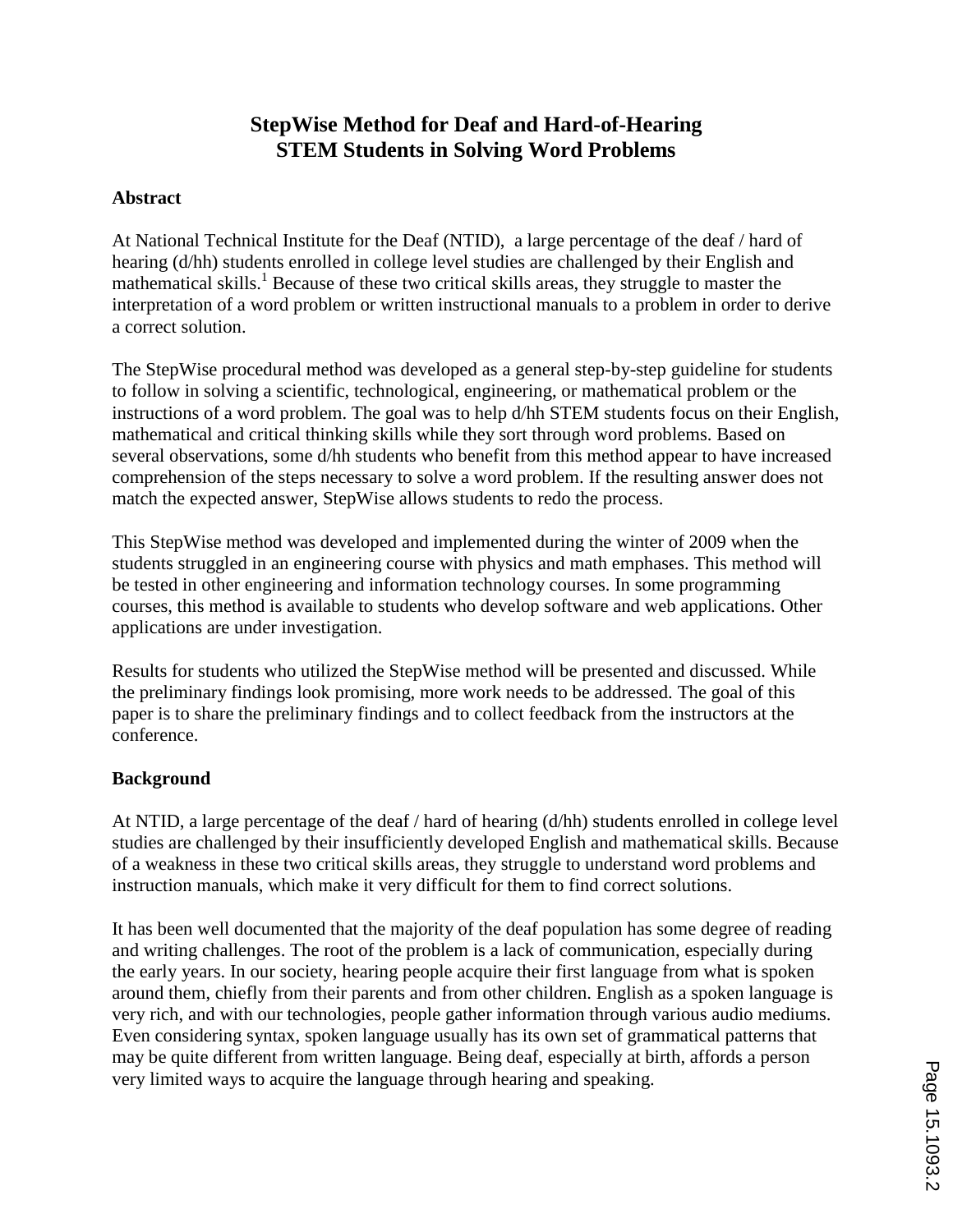# StepWise Method for Deaf and Hard-of-Hearing STEM Students in Solving Word Problems

## Abstract

At National Technical Institute for the Deaf (NTID), a large percentage of the deaf / hard of hearing (d/hh) students enrolled in college level studies are challenged by their English and mathematical skills.[1] Because of these two critical skills areas, they struggle to master the interpretation of a word problem or written instructional manuals to a problem in order to derive a correct solution.

The StepWise procedural method was developed as a general step-by-step guideline for students to follow in solving a scientific, technological, engineering, or mathematical problem or the instructions of a word problem. The goal was to help d/hh STEM students focus on their English, mathematical and critical thinking skills while they sort through word problems. Based on several observations, some d/hh students who benefit from this method appear to have increased comprehension of the steps necessary to solve a word problem. If the resulting answer does not match the expected answer, StepWise allows students to redo the process.

This StepWise method was developed and implemented during the winter of 2009 when the students struggled in an engineering course with physics and math emphases. This method will be tested in other engineering and information technology courses. In some programming courses, this method is available to students who develop software and web applications. Other applications are under investigation.

Results for students who utilized the StepWise method will be presented and discussed. While the preliminary findings look promising, more work needs to be addressed. The goal of this paper is to share the preliminary findings and to collect feedback from the instructors at the conference.

## Background

At NTID, a large percentage of the deaf / hard of hearing (d/hh) students enrolled in college level studies are challenged by their insufficiently developed English and mathematical skills. Because of a weakness in these two critical skills areas, they struggle to understand word problems and instruction manuals, which make it very difficult for them to find correct solutions.

It has been well documented that the majority of the deaf population has some degree of reading and writing challenges. The root of the problem is a lack of communication, especially during the early years. In our society, hearing people acquire their first language from what is spoken around them, chiefly from their parents and from other children. English as a spoken language is very rich, and with our technologies, people gather information through various audio mediums. Even considering syntax, spoken language usually has its own set of grammatical patterns that may be quite different from written language. Being deaf, especially at birth, affords a person very limited ways to acquire the language through hearing and speaking.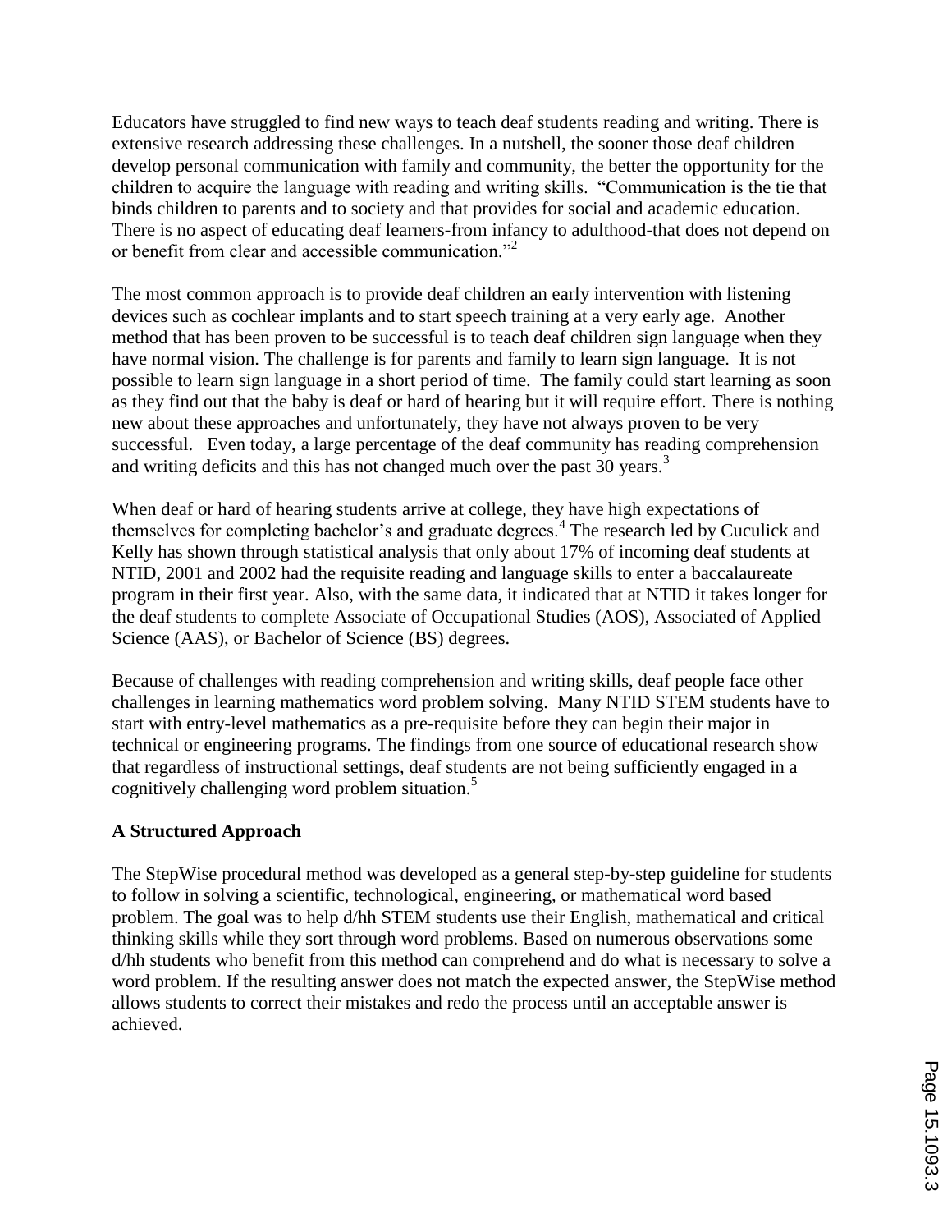Educators have struggled to find new ways to teach deaf students reading and writing. There is extensive research addressing these challenges. In a nutshell, the sooner those deaf children develop personal communication with family and community, the better the opportunity for the children to acquire the language with reading and writing skills. "Communication is the tie that binds children to parents and to society and that provides for social and academic education. There is no aspect of educating deaf learners-from infancy to adulthood-that does not depend on or benefit from clear and accessible communication."[2]

The most common approach is to provide deaf children an early intervention with listening devices such as cochlear implants and to start speech training at a very early age. Another method that has been proven to be successful is to teach deaf children sign language when they have normal vision. The challenge is for parents and family to learn sign language. It is not possible to learn sign language in a short period of time. The family could start learning as soon as they find out that the baby is deaf or hard of hearing but it will require effort. There is nothing new about these approaches and unfortunately, they have not always proven to be very successful. Even today, a large percentage of the deaf community has reading comprehension and writing deficits and this has not changed much over the past 30 years.[3]

When deaf or hard of hearing students arrive at college, they have high expectations of themselves for completing bachelor's and graduate degrees.[4] The research led by Cuculick and Kelly has shown through statistical analysis that only about 17% of incoming deaf students at NTID, 2001 and 2002 had the requisite reading and language skills to enter a baccalaureate program in their first year. Also, with the same data, it indicated that at NTID it takes longer for the deaf students to complete Associate of Occupational Studies (AOS), Associated of Applied Science (AAS), or Bachelor of Science (BS) degrees.

Because of challenges with reading comprehension and writing skills, deaf people face other challenges in learning mathematics word problem solving. Many NTID STEM students have to start with entry-level mathematics as a pre-requisite before they can begin their major in technical or engineering programs. The findings from one source of educational research show that regardless of instructional settings, deaf students are not being sufficiently engaged in a cognitively challenging word problem situation.[5]

**A Structured Approach**

The StepWise procedural method was developed as a general step-by-step guideline for students to follow in solving a scientific, technological, engineering, or mathematical word based problem. The goal was to help d/hh STEM students use their English, mathematical and critical thinking skills while they sort through word problems. Based on numerous observations some d/hh students who benefit from this method can comprehend and do what is necessary to solve a word problem. If the resulting answer does not match the expected answer, the StepWise method allows students to correct their mistakes and redo the process until an acceptable answer is achieved.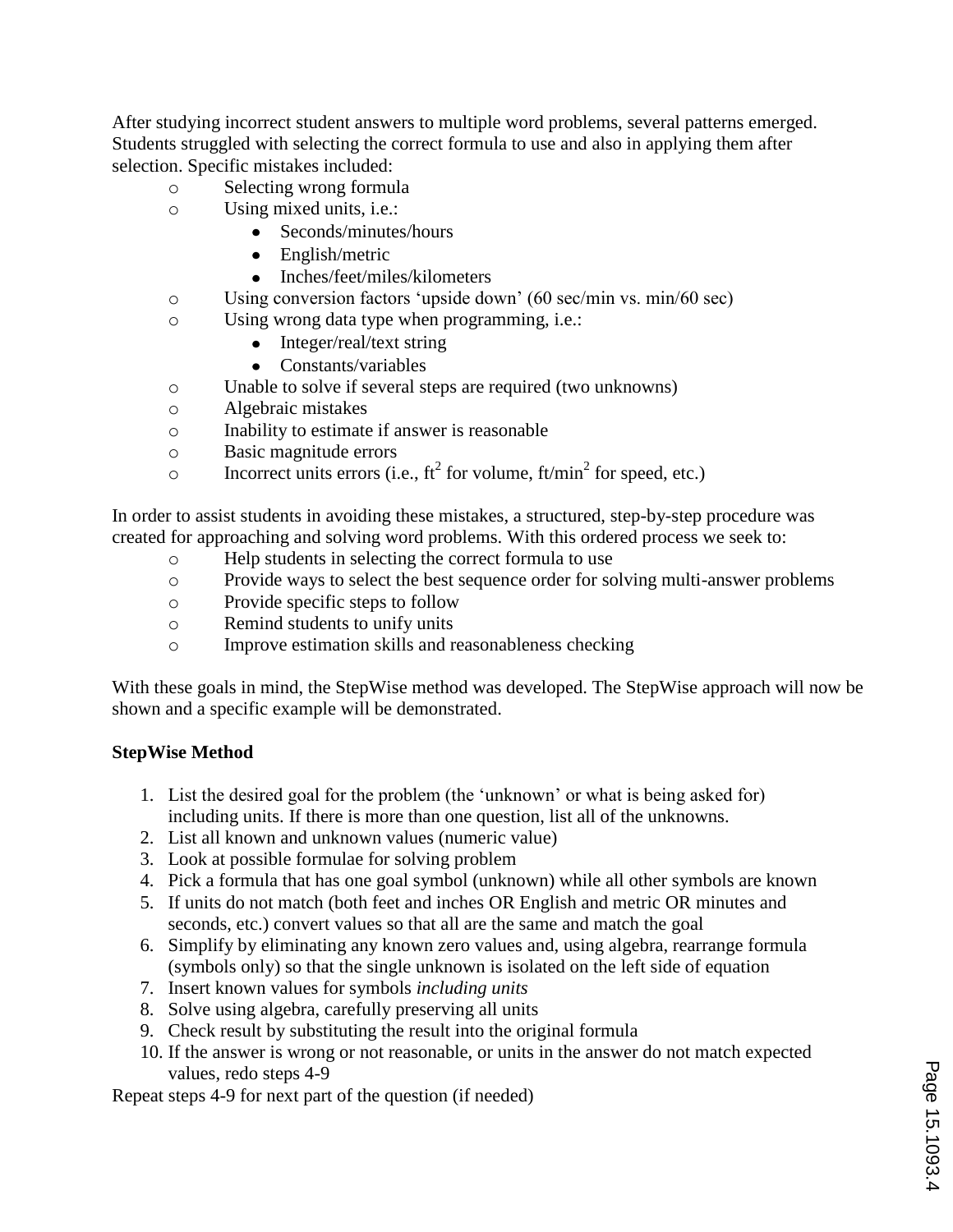After studying incorrect student answers to multiple word problems, several patterns emerged. Students struggled with selecting the correct formula to use and also in applying them after selection. Specific mistakes included:

- Selecting wrong formula
- Using mixed units, i.e.:
  - Seconds/minutes/hours
  - English/metric
  - Inches/feet/miles/kilometers
- Using conversion factors 'upside down' (60 sec/min vs. min/60 sec)
- Using wrong data type when programming, i.e.:
  - Integer/real/text string
  - Constants/variables
- Unable to solve if several steps are required (two unknowns)
- Algebraic mistakes
- Inability to estimate if answer is reasonable
- Basic magnitude errors
- Incorrect units errors (i.e., $ft^2$ for volume, $ft/min^2$ for speed, etc.)

In order to assist students in avoiding these mistakes, a structured, step-by-step procedure was created for approaching and solving word problems. With this ordered process we seek to:

- Help students in selecting the correct formula to use
- Provide ways to select the best sequence order for solving multi-answer problems
- Provide specific steps to follow
- Remind students to unify units
- Improve estimation skills and reasonableness checking

With these goals in mind, the StepWise method was developed. The StepWise approach will now be shown and a specific example will be demonstrated.

**StepWise Method**

1. List the desired goal for the problem (the 'unknown' or what is being asked for) including units. If there is more than one question, list all of the unknowns.
2. List all known and unknown values (numeric value)
3. Look at possible formulae for solving problem
4. Pick a formula that has one goal symbol (unknown) while all other symbols are known
5. If units do not match (both feet and inches OR English and metric OR minutes and seconds, etc.) convert values so that all are the same and match the goal
6. Simplify by eliminating any known zero values and, using algebra, rearrange formula (symbols only) so that the single unknown is isolated on the left side of equation
7. Insert known values for symbols *including units*
8. Solve using algebra, carefully preserving all units
9. Check result by substituting the result into the original formula
10. If the answer is wrong or not reasonable, or units in the answer do not match expected values, redo steps 4-9

Repeat steps 4-9 for next part of the question (if needed)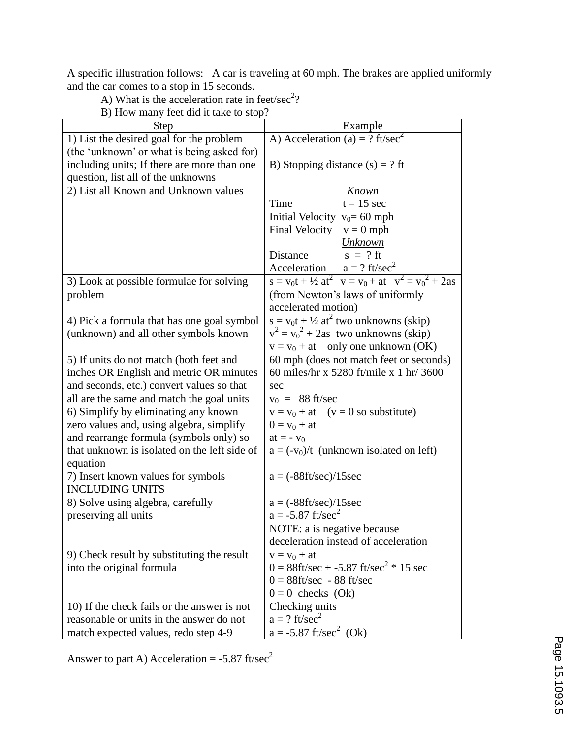A specific illustration follows: A car is traveling at 60 mph. The brakes are applied uniformly and the car comes to a stop in 15 seconds.

A) What is the acceleration rate in feet/sec$^2$?

B) How many feet did it take to stop?

| Step | Example |
|---|---|
| 1) List the desired goal for the problem (the 'unknown' or what is being asked for) including units; If there are more than one question, list all of the unknowns | A) Acceleration (a) = ? ft/sec$^2$<br><br>B) Stopping distance (s) = ? ft |
| 2) List all Known and Unknown values | *Known*<br>Time $t = 15$ sec<br>Initial Velocity $v_0 = 60$ mph<br>Final Velocity $v = 0$ mph<br>*Unknown*<br>Distance $s$ = ? ft<br>Acceleration $a$ = ? ft/sec$^2$ |
| 3) Look at possible formulae for solving problem | $s = v_0t + ½ at^2$ $v = v_0 + at$ $v^2 = v_0^2 + 2as$ (from Newton's laws of uniformly accelerated motion) |
| 4) Pick a formula that has one goal symbol (unknown) and all other symbols known | $s = v_0t + ½ at^2$ two unknowns (skip)<br>$v^2 = v_0^2 + 2as$ two unknowns (skip)<br>$v = v_0 + at$ only one unknown (OK) |
| 5) If units do not match (both feet and inches OR English and metric OR minutes and seconds, etc.) convert values so that all are the same and match the goal units | 60 mph (does not match feet or seconds)<br>60 miles/hr x 5280 ft/mile x 1 hr/ 3600 sec<br>$v_0$ = 88 ft/sec |
| 6) Simplify by eliminating any known zero values and, using algebra, simplify and rearrange formula (symbols only) so that unknown is isolated on the left side of equation | $v = v_0 + at$ ($v = 0$ so substitute)<br>$0 = v_0 + at$<br>$at = - v_0$<br>$a = (-v_0)/t$ (unknown isolated on left) |
| 7) Insert known values for symbols INCLUDING UNITS | a = (-88ft/sec)/15sec |
| 8) Solve using algebra, carefully preserving all units | a = (-88ft/sec)/15sec<br>a = -5.87 ft/sec$^2$<br>NOTE: a is negative because deceleration instead of acceleration |
| 9) Check result by substituting the result into the original formula | $v = v_0 + at$<br>0 = 88ft/sec + -5.87 ft/sec$^2$ * 15 sec<br>0 = 88ft/sec - 88 ft/sec<br>0 = 0 checks (Ok) |
| 10) If the check fails or the answer is not reasonable or units in the answer do not match expected values, redo step 4-9 | Checking units<br>a = ? ft/sec$^2$<br>a = -5.87 ft/sec$^2$ (Ok) |

Answer to part A) Acceleration = -5.87 ft/sec$^2$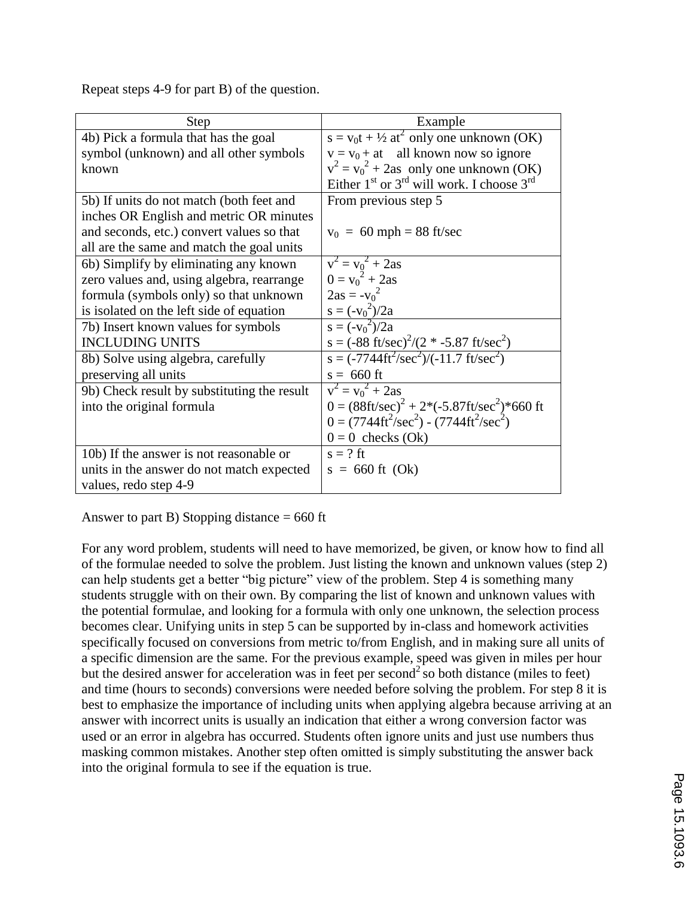Repeat steps 4-9 for part B) of the question.

| Step | Example |
| --- | --- |
| 4b) Pick a formula that has the goal symbol (unknown) and all other symbols known | $s = v_0t + ½ at^2$ only one unknown (OK)<br>$v = v_0 + at$ all known now so ignore<br>$v^2 = v_0^2 + 2as$ only one unknown (OK)<br>Either 1st or 3rd will work. I choose 3rd |
| 5b) If units do not match (both feet and inches OR English and metric OR minutes and seconds, etc.) convert values so that all are the same and match the goal units | From previous step 5<br><br>$v_0$ = 60 mph = 88 ft/sec |
| 6b) Simplify by eliminating any known zero values and, using algebra, rearrange formula (symbols only) so that unknown is isolated on the left side of equation | $v^2 = v_0^2 + 2as$<br>$0 = v_0^2 + 2as$<br>$2as = -v_0^2$<br>$s = (-v_0^2)/2a$ |
| 7b) Insert known values for symbols INCLUDING UNITS | $s = (-v_0^2)/2a$<br>$s = (-88 \text{ ft/sec})^2/(2 * -5.87 \text{ ft/sec}^2)$ |
| 8b) Solve using algebra, carefully preserving all units | $s = (-7744\text{ft}^2/\text{sec}^2)/(-11.7 \text{ ft/sec}^2)$<br>$s = 660$ ft |
| 9b) Check result by substituting the result into the original formula | $v^2 = v_0^2 + 2as$<br>$0 = (88\text{ft/sec})^2 + 2*(-5.87\text{ft/sec}^2)*660 \text{ ft}$<br>$0 = (7744\text{ft}^2/\text{sec}^2) - (7744\text{ft}^2/\text{sec}^2)$<br>0 = 0 checks (Ok) |
| 10b) If the answer is not reasonable or units in the answer do not match expected values, redo step 4-9 | s = ? ft<br>s = 660 ft (Ok) |

Answer to part B) Stopping distance = 660 ft

For any word problem, students will need to have memorized, be given, or know how to find all of the formulae needed to solve the problem. Just listing the known and unknown values (step 2) can help students get a better "big picture" view of the problem. Step 4 is something many students struggle with on their own. By comparing the list of known and unknown values with the potential formulae, and looking for a formula with only one unknown, the selection process becomes clear. Unifying units in step 5 can be supported by in-class and homework activities specifically focused on conversions from metric to/from English, and in making sure all units of a specific dimension are the same. For the previous example, speed was given in miles per hour but the desired answer for acceleration was in feet per second$^2$ so both distance (miles to feet) and time (hours to seconds) conversions were needed before solving the problem. For step 8 it is best to emphasize the importance of including units when applying algebra because arriving at an answer with incorrect units is usually an indication that either a wrong conversion factor was used or an error in algebra has occurred. Students often ignore units and just use numbers thus masking common mistakes. Another step often omitted is simply substituting the answer back into the original formula to see if the equation is true.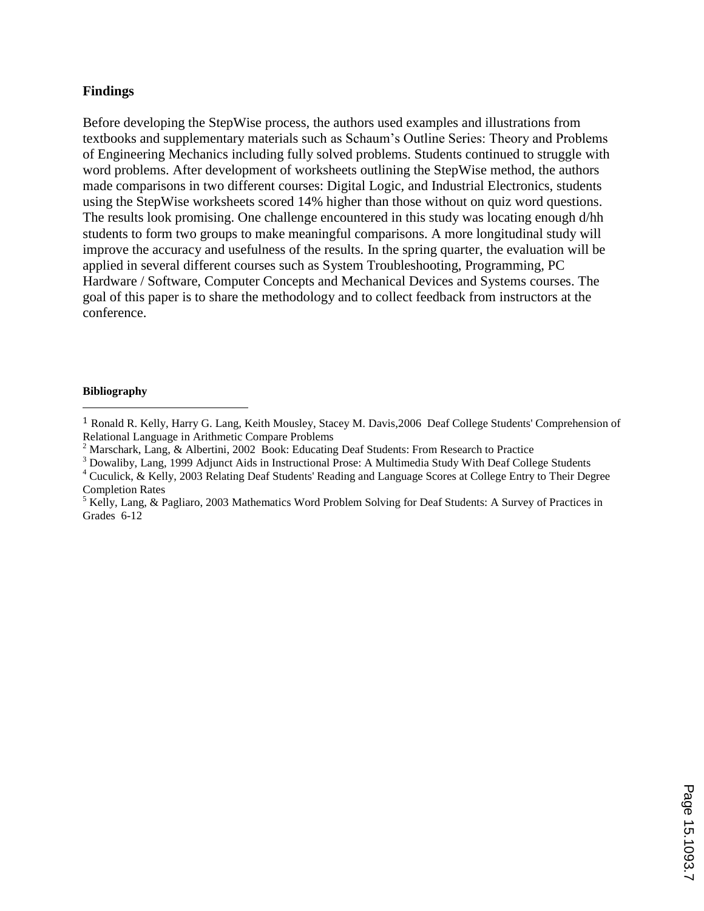## Findings

Before developing the StepWise process, the authors used examples and illustrations from textbooks and supplementary materials such as Schaum's Outline Series: Theory and Problems of Engineering Mechanics including fully solved problems. Students continued to struggle with word problems. After development of worksheets outlining the StepWise method, the authors made comparisons in two different courses: Digital Logic, and Industrial Electronics, students using the StepWise worksheets scored 14% higher than those without on quiz word questions. The results look promising. One challenge encountered in this study was locating enough d/hh students to form two groups to make meaningful comparisons. A more longitudinal study will improve the accuracy and usefulness of the results. In the spring quarter, the evaluation will be applied in several different courses such as System Troubleshooting, Programming, PC Hardware / Software, Computer Concepts and Mechanical Devices and Systems courses. The goal of this paper is to share the methodology and to collect feedback from instructors at the conference.

**Bibliography**

[1] Ronald R. Kelly, Harry G. Lang, Keith Mousley, Stacey M. Davis,2006 Deaf College Students' Comprehension of Relational Language in Arithmetic Compare Problems

[2] Marschark, Lang, & Albertini, 2002 Book: Educating Deaf Students: From Research to Practice

[3] Dowaliby, Lang, 1999 Adjunct Aids in Instructional Prose: A Multimedia Study With Deaf College Students

[4] Cuculick, & Kelly, 2003 Relating Deaf Students' Reading and Language Scores at College Entry to Their Degree Completion Rates

[5] Kelly, Lang, & Pagliaro, 2003 Mathematics Word Problem Solving for Deaf Students: A Survey of Practices in Grades 6-12